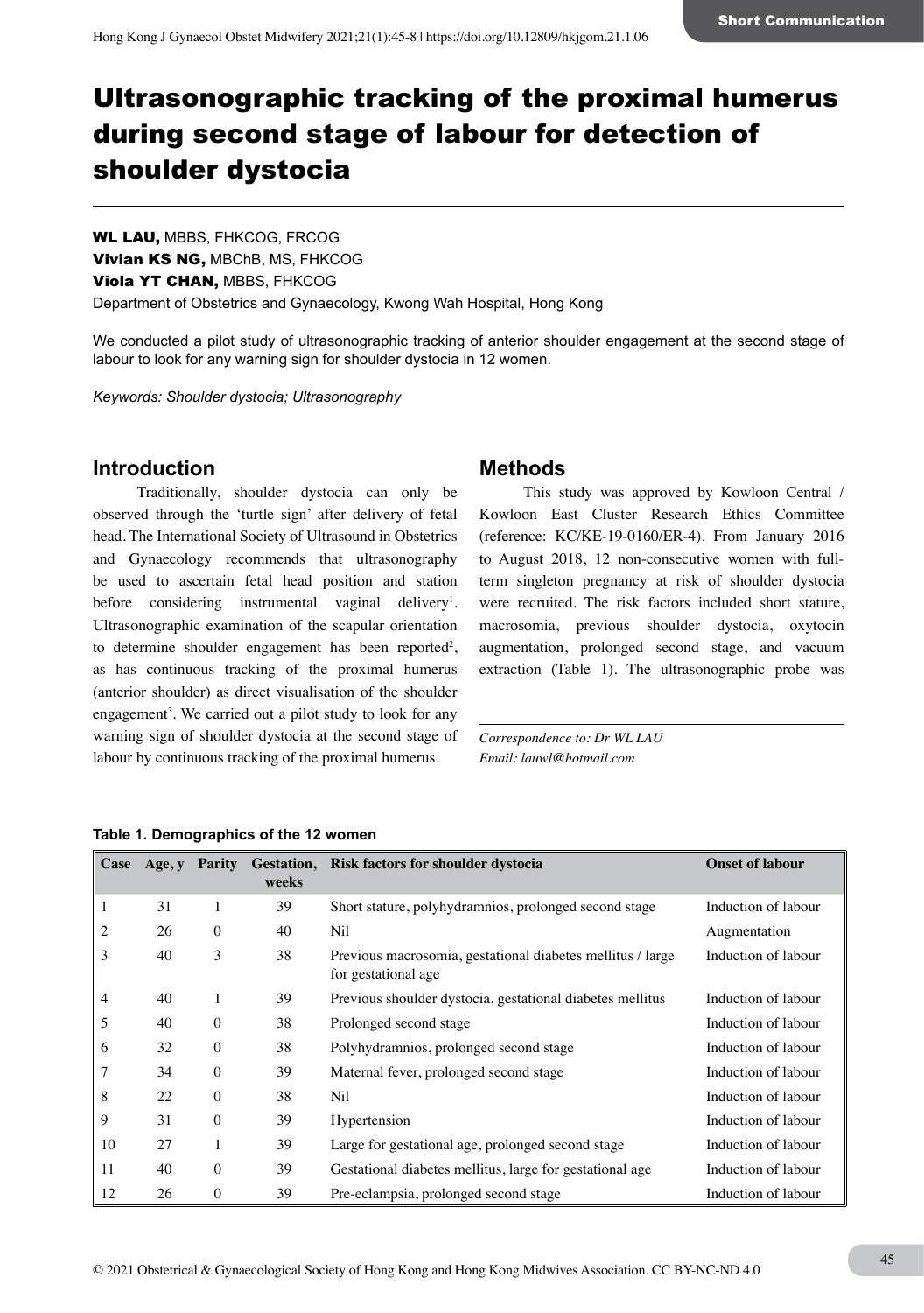# Ultrasonographic tracking of the proximal humerus during second stage of labour for detection of shoulder dystocia

**WL LAU,** MBBS, FHKCOG, FRCOG
**Vivian KS NG,** MBChB, MS, FHKCOG
**Viola YT CHAN,** MBBS, FHKCOG
Department of Obstetrics and Gynaecology, Kwong Wah Hospital, Hong Kong

We conducted a pilot study of ultrasonographic tracking of anterior shoulder engagement at the second stage of labour to look for any warning sign for shoulder dystocia in 12 women.

*Keywords: Shoulder dystocia; Ultrasonography*

## Introduction

Traditionally, shoulder dystocia can only be observed through the 'turtle sign' after delivery of fetal head. The International Society of Ultrasound in Obstetrics and Gynaecology recommends that ultrasonography be used to ascertain fetal head position and station before considering instrumental vaginal delivery[1]. Ultrasonographic examination of the scapular orientation to determine shoulder engagement has been reported[2], as has continuous tracking of the proximal humerus (anterior shoulder) as direct visualisation of the shoulder engagement[3]. We carried out a pilot study to look for any warning sign of shoulder dystocia at the second stage of labour by continuous tracking of the proximal humerus.

## Methods

This study was approved by Kowloon Central / Kowloon East Cluster Research Ethics Committee (reference: KC/KE-19-0160/ER-4). From January 2016 to August 2018, 12 non-consecutive women with full-term singleton pregnancy at risk of shoulder dystocia were recruited. The risk factors included short stature, macrosomia, previous shoulder dystocia, oxytocin augmentation, prolonged second stage, and vacuum extraction (Table 1). The ultrasonographic probe was

*Correspondence to: Dr WL LAU*
*Email: lauwl@hotmail.com*

**Table 1. Demographics of the 12 women**

| Case | Age, y | Parity | Gestation, weeks | Risk factors for shoulder dystocia | Onset of labour |
|---|---|---|---|---|---|
| 1 | 31 | 1 | 39 | Short stature, polyhydramnios, prolonged second stage | Induction of labour |
| 2 | 26 | 0 | 40 | Nil | Augmentation |
| 3 | 40 | 3 | 38 | Previous macrosomia, gestational diabetes mellitus / large for gestational age | Induction of labour |
| 4 | 40 | 1 | 39 | Previous shoulder dystocia, gestational diabetes mellitus | Induction of labour |
| 5 | 40 | 0 | 38 | Prolonged second stage | Induction of labour |
| 6 | 32 | 0 | 38 | Polyhydramnios, prolonged second stage | Induction of labour |
| 7 | 34 | 0 | 39 | Maternal fever, prolonged second stage | Induction of labour |
| 8 | 22 | 0 | 38 | Nil | Induction of labour |
| 9 | 31 | 0 | 39 | Hypertension | Induction of labour |
| 10 | 27 | 1 | 39 | Large for gestational age, prolonged second stage | Induction of labour |
| 11 | 40 | 0 | 39 | Gestational diabetes mellitus, large for gestational age | Induction of labour |
| 12 | 26 | 0 | 39 | Pre-eclampsia, prolonged second stage | Induction of labour |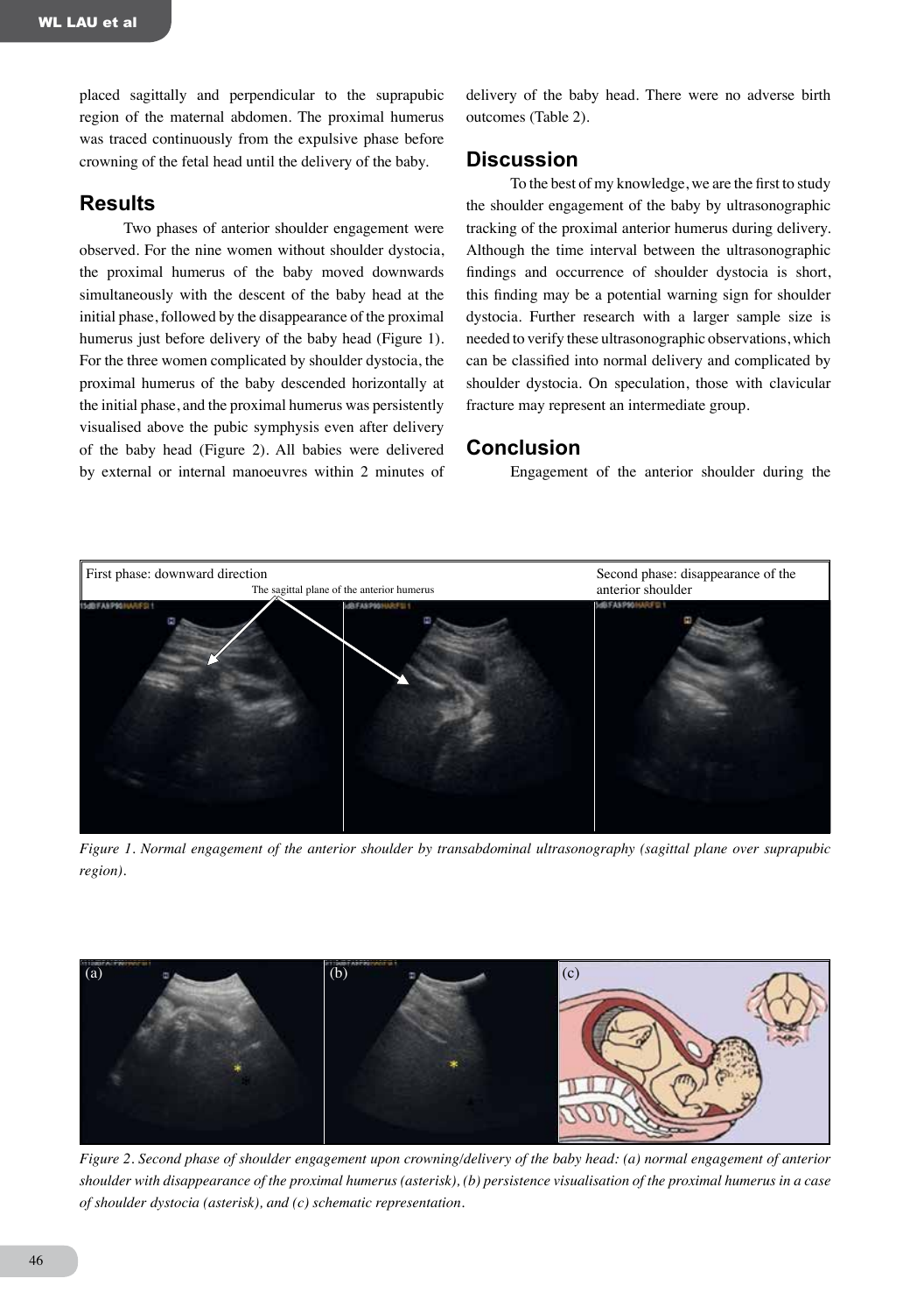placed sagittally and perpendicular to the suprapubic region of the maternal abdomen. The proximal humerus was traced continuously from the expulsive phase before crowning of the fetal head until the delivery of the baby.

## Results

Two phases of anterior shoulder engagement were observed. For the nine women without shoulder dystocia, the proximal humerus of the baby moved downwards simultaneously with the descent of the baby head at the initial phase, followed by the disappearance of the proximal humerus just before delivery of the baby head (Figure 1). For the three women complicated by shoulder dystocia, the proximal humerus of the baby descended horizontally at the initial phase, and the proximal humerus was persistently visualised above the pubic symphysis even after delivery of the baby head (Figure 2). All babies were delivered by external or internal manoeuvres within 2 minutes of delivery of the baby head. There were no adverse birth outcomes (Table 2).

## Discussion

To the best of my knowledge, we are the first to study the shoulder engagement of the baby by ultrasonographic tracking of the proximal anterior humerus during delivery. Although the time interval between the ultrasonographic findings and occurrence of shoulder dystocia is short, this finding may be a potential warning sign for shoulder dystocia. Further research with a larger sample size is needed to verify these ultrasonographic observations, which can be classified into normal delivery and complicated by shoulder dystocia. On speculation, those with clavicular fracture may represent an intermediate group.

## Conclusion

Engagement of the anterior shoulder during the

First phase: downward direction

The sagittal plane of the anterior humerus

Second phase: disappearance of the anterior shoulder

*Figure 1. Normal engagement of the anterior shoulder by transabdominal ultrasonography (sagittal plane over suprapubic region).*

(a) (b) (c)

*Figure 2. Second phase of shoulder engagement upon crowning/delivery of the baby head: (a) normal engagement of anterior shoulder with disappearance of the proximal humerus (asterisk), (b) persistence visualisation of the proximal humerus in a case of shoulder dystocia (asterisk), and (c) schematic representation.*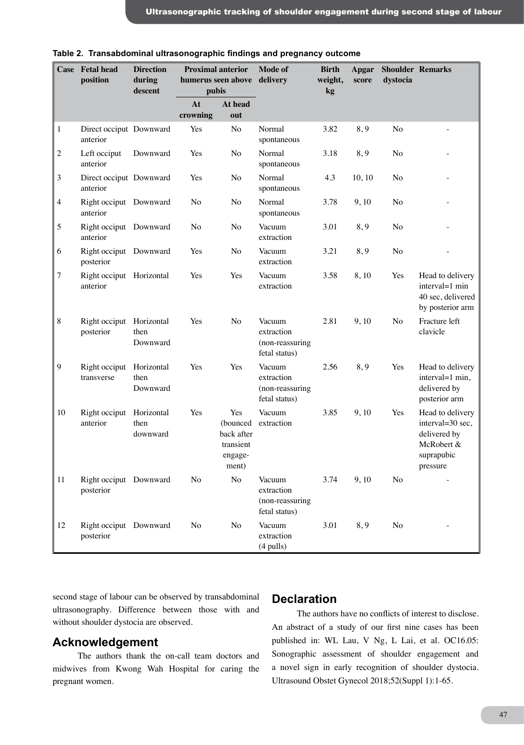**Table 2. Transabdominal ultrasonographic findings and pregnancy outcome**

| Case | Fetal head position | Direction during descent | Proximal anterior humerus seen above pubis | | Mode of delivery | Birth weight, kg | Apgar score | Shoulder dystocia | Remarks |
|---|---|---|---|---|---|---|---|---|---|
| | | | At crowning | At head out | | | | | |
| 1 | Direct occiput anterior | Downward | Yes | No | Normal spontaneous | 3.82 | 8, 9 | No | - |
| 2 | Left occiput anterior | Downward | Yes | No | Normal spontaneous | 3.18 | 8, 9 | No | - |
| 3 | Direct occiput anterior | Downward | Yes | No | Normal spontaneous | 4.3 | 10, 10 | No | - |
| 4 | Right occiput anterior | Downward | No | No | Normal spontaneous | 3.78 | 9, 10 | No | - |
| 5 | Right occiput anterior | Downward | No | No | Vacuum extraction | 3.01 | 8, 9 | No | - |
| 6 | Right occiput posterior | Downward | Yes | No | Vacuum extraction | 3.21 | 8, 9 | No | - |
| 7 | Right occiput anterior | Horizontal | Yes | Yes | Vacuum extraction | 3.58 | 8, 10 | Yes | Head to delivery interval=1 min 40 sec, delivered by posterior arm |
| 8 | Right occiput posterior | Horizontal then Downward | Yes | No | Vacuum extraction (non-reassuring fetal status) | 2.81 | 9, 10 | No | Fracture left clavicle |
| 9 | Right occiput transverse | Horizontal then Downward | Yes | Yes | Vacuum extraction (non-reassuring fetal status) | 2.56 | 8, 9 | Yes | Head to delivery interval=1 min, delivered by posterior arm |
| 10 | Right occiput anterior | Horizontal then downward | Yes | Yes (bounced back after transient engagement) | Vacuum extraction | 3.85 | 9, 10 | Yes | Head to delivery interval=30 sec, delivered by McRobert & suprapubic pressure |
| 11 | Right occiput posterior | Downward | No | No | Vacuum extraction (non-reassuring fetal status) | 3.74 | 9, 10 | No | - |
| 12 | Right occiput posterior | Downward | No | No | Vacuum extraction (4 pulls) | 3.01 | 8, 9 | No | - |

second stage of labour can be observed by transabdominal ultrasonography. Difference between those with and without shoulder dystocia are observed.

## Acknowledgement

The authors thank the on-call team doctors and midwives from Kwong Wah Hospital for caring the pregnant women.

## Declaration

The authors have no conflicts of interest to disclose. An abstract of a study of our first nine cases has been published in: WL Lau, V Ng, L Lai, et al. OC16.05: Sonographic assessment of shoulder engagement and a novel sign in early recognition of shoulder dystocia. Ultrasound Obstet Gynecol 2018;52(Suppl 1):1-65.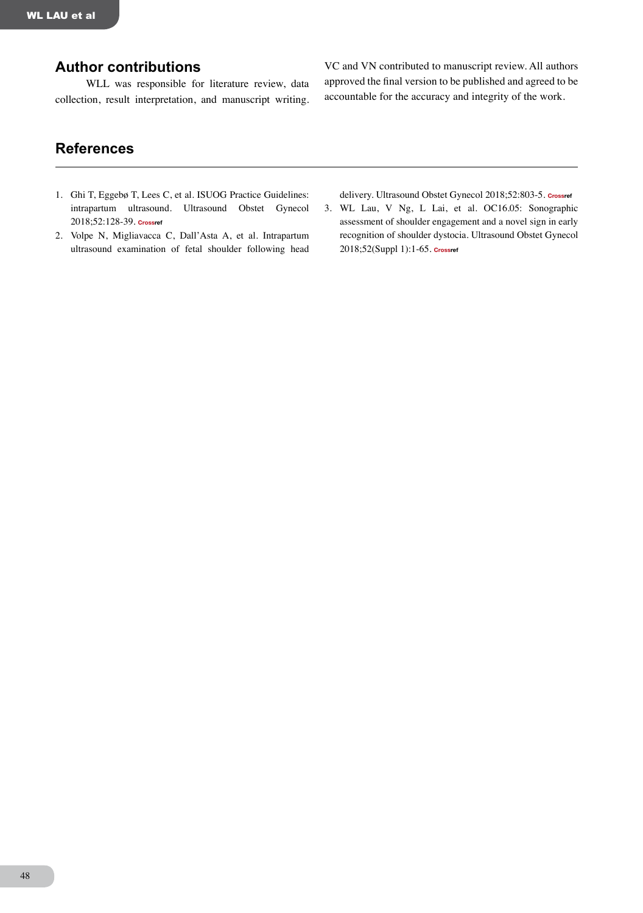## Author contributions

WLL was responsible for literature review, data collection, result interpretation, and manuscript writing. VC and VN contributed to manuscript review. All authors approved the final version to be published and agreed to be accountable for the accuracy and integrity of the work.

## References

1. Ghi T, Eggebø T, Lees C, et al. ISUOG Practice Guidelines: intrapartum ultrasound. Ultrasound Obstet Gynecol 2018;52:128-39. Crossref
2. Volpe N, Migliavacca C, Dall'Asta A, et al. Intrapartum ultrasound examination of fetal shoulder following head delivery. Ultrasound Obstet Gynecol 2018;52:803-5. Crossref
3. WL Lau, V Ng, L Lai, et al. OC16.05: Sonographic assessment of shoulder engagement and a novel sign in early recognition of shoulder dystocia. Ultrasound Obstet Gynecol 2018;52(Suppl 1):1-65. Crossref